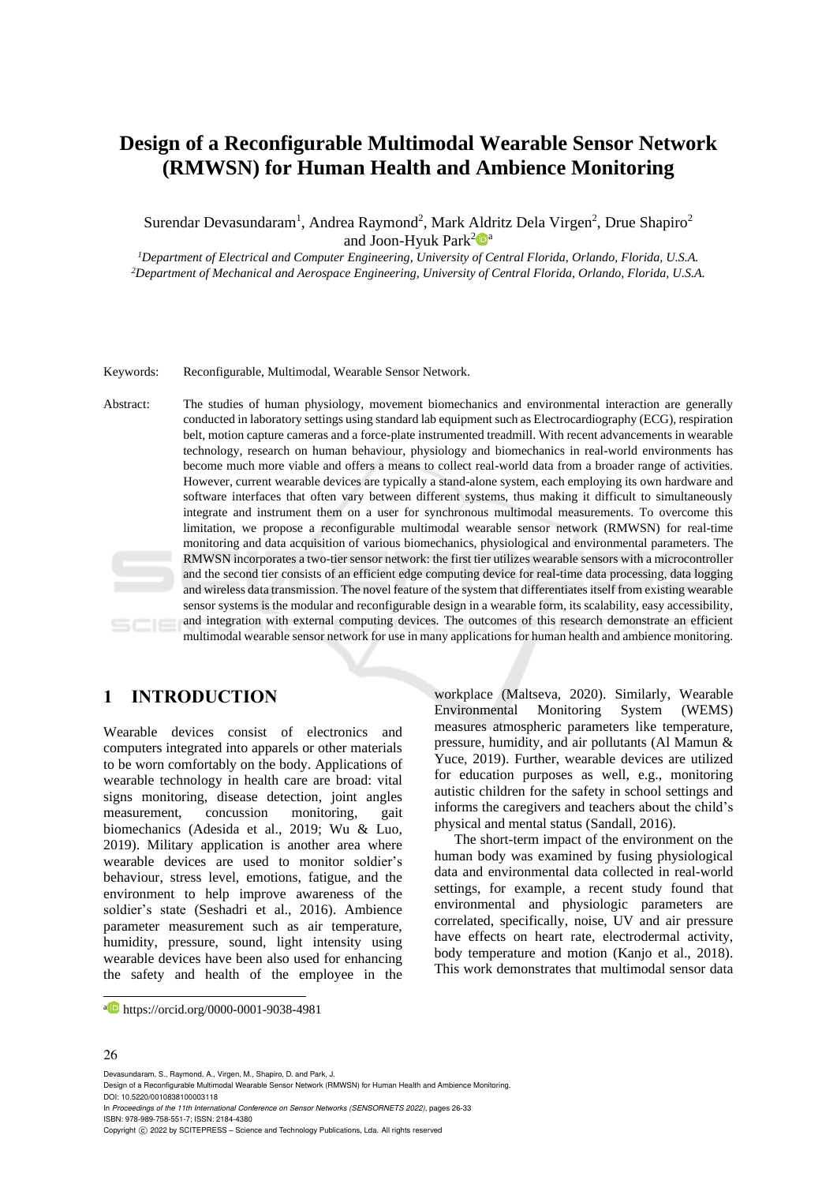# Design of a Reconfigurable Multimodal Wearable Sensor Network (RMWSN) for Human Health and Ambience Monitoring

Surendar Devasundaram[1], Andrea Raymond[2], Mark Aldritz Dela Virgen[2], Drue Shapiro[2] and Joon-Hyuk Park[2][a]

[1]*Department of Electrical and Computer Engineering, University of Central Florida, Orlando, Florida, U.S.A.*
[2]*Department of Mechanical and Aerospace Engineering, University of Central Florida, Orlando, Florida, U.S.A.*

Keywords: Reconfigurable, Multimodal, Wearable Sensor Network.

Abstract: The studies of human physiology, movement biomechanics and environmental interaction are generally conducted in laboratory settings using standard lab equipment such as Electrocardiography (ECG), respiration belt, motion capture cameras and a force-plate instrumented treadmill. With recent advancements in wearable technology, research on human behaviour, physiology and biomechanics in real-world environments has become much more viable and offers a means to collect real-world data from a broader range of activities. However, current wearable devices are typically a stand-alone system, each employing its own hardware and software interfaces that often vary between different systems, thus making it difficult to simultaneously integrate and instrument them on a user for synchronous multimodal measurements. To overcome this limitation, we propose a reconfigurable multimodal wearable sensor network (RMWSN) for real-time monitoring and data acquisition of various biomechanics, physiological and environmental parameters. The RMWSN incorporates a two-tier sensor network: the first tier utilizes wearable sensors with a microcontroller and the second tier consists of an efficient edge computing device for real-time data processing, data logging and wireless data transmission. The novel feature of the system that differentiates itself from existing wearable sensor systems is the modular and reconfigurable design in a wearable form, its scalability, easy accessibility, and integration with external computing devices. The outcomes of this research demonstrate an efficient multimodal wearable sensor network for use in many applications for human health and ambience monitoring.

## 1 INTRODUCTION

Wearable devices consist of electronics and computers integrated into apparels or other materials to be worn comfortably on the body. Applications of wearable technology in health care are broad: vital signs monitoring, disease detection, joint angles measurement, concussion monitoring, gait biomechanics (Adesida et al., 2019; Wu & Luo, 2019). Military application is another area where wearable devices are used to monitor soldier's behaviour, stress level, emotions, fatigue, and the environment to help improve awareness of the soldier's state (Seshadri et al., 2016). Ambience parameter measurement such as air temperature, humidity, pressure, sound, light intensity using wearable devices have been also used for enhancing the safety and health of the employee in the workplace (Maltseva, 2020). Similarly, Wearable Environmental Monitoring System (WEMS) measures atmospheric parameters like temperature, pressure, humidity, and air pollutants (Al Mamun & Yuce, 2019). Further, wearable devices are utilized for education purposes as well, e.g., monitoring autistic children for the safety in school settings and informs the caregivers and teachers about the child's physical and mental status (Sandall, 2016).

The short-term impact of the environment on the human body was examined by fusing physiological data and environmental data collected in real-world settings, for example, a recent study found that environmental and physiologic parameters are correlated, specifically, noise, UV and air pressure have effects on heart rate, electrodermal activity, body temperature and motion (Kanjo et al., 2018). This work demonstrates that multimodal sensor data

[a] https://orcid.org/0000-0001-9038-4981

Devasundaram, S., Raymond, A., Virgen, M., Shapiro, D. and Park, J.
Design of a Reconfigurable Multimodal Wearable Sensor Network (RMWSN) for Human Health and Ambience Monitoring.
DOI: 10.5220/0010838100003118
In *Proceedings of the 11th International Conference on Sensor Networks (SENSORNETS 2022)*, pages 26-33
ISBN: 978-989-758-551-7; ISSN: 2184-4380
Copyright © 2022 by SCITEPRESS – Science and Technology Publications, Lda. All rights reserved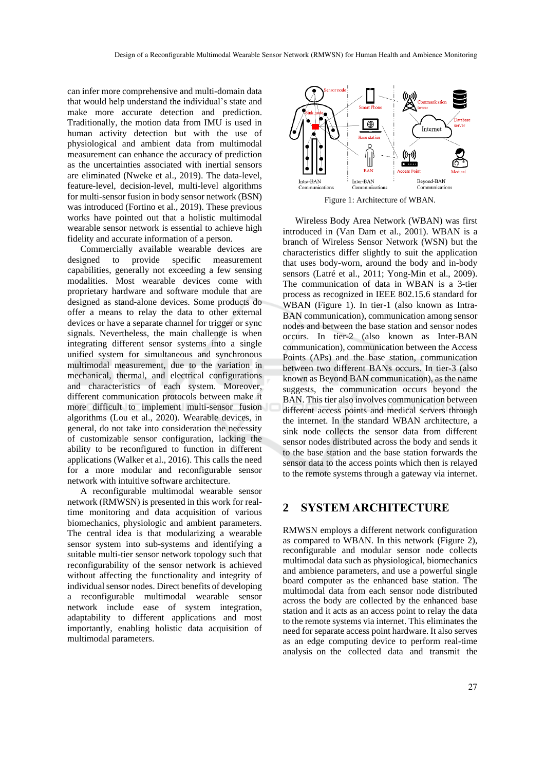can infer more comprehensive and multi-domain data that would help understand the individual's state and make more accurate detection and prediction. Traditionally, the motion data from IMU is used in human activity detection but with the use of physiological and ambient data from multimodal measurement can enhance the accuracy of prediction as the uncertainties associated with inertial sensors are eliminated (Nweke et al., 2019). The data-level, feature-level, decision-level, multi-level algorithms for multi-sensor fusion in body sensor network (BSN) was introduced (Fortino et al., 2019). These previous works have pointed out that a holistic multimodal wearable sensor network is essential to achieve high fidelity and accurate information of a person.

Commercially available wearable devices are designed to provide specific measurement capabilities, generally not exceeding a few sensing modalities. Most wearable devices come with proprietary hardware and software module that are designed as stand-alone devices. Some products do offer a means to relay the data to other external devices or have a separate channel for trigger or sync signals. Nevertheless, the main challenge is when integrating different sensor systems into a single unified system for simultaneous and synchronous multimodal measurement, due to the variation in mechanical, thermal, and electrical configurations and characteristics of each system. Moreover, different communication protocols between make it more difficult to implement multi-sensor fusion algorithms (Lou et al., 2020). Wearable devices, in general, do not take into consideration the necessity of customizable sensor configuration, lacking the ability to be reconfigured to function in different applications (Walker et al., 2016). This calls the need for a more modular and reconfigurable sensor network with intuitive software architecture.

A reconfigurable multimodal wearable sensor network (RMWSN) is presented in this work for real-time monitoring and data acquisition of various biomechanics, physiologic and ambient parameters. The central idea is that modularizing a wearable sensor system into sub-systems and identifying a suitable multi-tier sensor network topology such that reconfigurability of the sensor network is achieved without affecting the functionality and integrity of individual sensor nodes. Direct benefits of developing a reconfigurable multimodal wearable sensor network include ease of system integration, adaptability to different applications and most importantly, enabling holistic data acquisition of multimodal parameters.

Figure 1: Architecture of WBAN.

Wireless Body Area Network (WBAN) was first introduced in (Van Dam et al., 2001). WBAN is a branch of Wireless Sensor Network (WSN) but the characteristics differ slightly to suit the application that uses body-worn, around the body and in-body sensors (Latré et al., 2011; Yong-Min et al., 2009). The communication of data in WBAN is a 3-tier process as recognized in IEEE 802.15.6 standard for WBAN (Figure 1). In tier-1 (also known as Intra-BAN communication), communication among sensor nodes and between the base station and sensor nodes occurs. In tier-2 (also known as Inter-BAN communication), communication between the Access Points (APs) and the base station, communication between two different BANs occurs. In tier-3 (also known as Beyond BAN communication), as the name suggests, the communication occurs beyond the BAN. This tier also involves communication between different access points and medical servers through the internet. In the standard WBAN architecture, a sink node collects the sensor data from different sensor nodes distributed across the body and sends it to the base station and the base station forwards the sensor data to the access points which then is relayed to the remote systems through a gateway via internet.

## 2 SYSTEM ARCHITECTURE

RMWSN employs a different network configuration as compared to WBAN. In this network (Figure 2), reconfigurable and modular sensor node collects multimodal data such as physiological, biomechanics and ambience parameters, and use a powerful single board computer as the enhanced base station. The multimodal data from each sensor node distributed across the body are collected by the enhanced base station and it acts as an access point to relay the data to the remote systems via internet. This eliminates the need for separate access point hardware. It also serves as an edge computing device to perform real-time analysis on the collected data and transmit the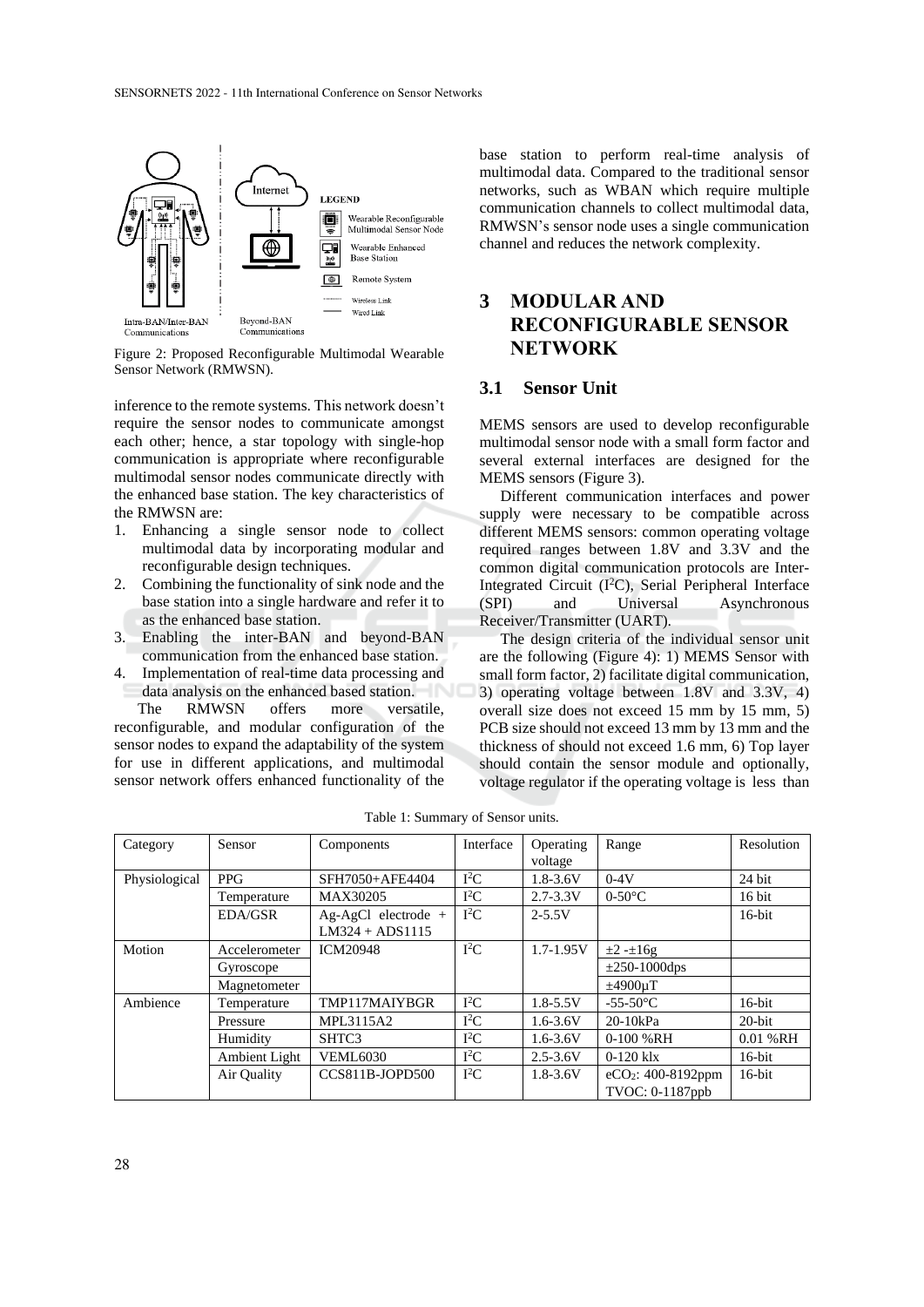Figure 2: Proposed Reconfigurable Multimodal Wearable Sensor Network (RMWSN).

inference to the remote systems. This network doesn't require the sensor nodes to communicate amongst each other; hence, a star topology with single-hop communication is appropriate where reconfigurable multimodal sensor nodes communicate directly with the enhanced base station. The key characteristics of the RMWSN are:

1. Enhancing a single sensor node to collect multimodal data by incorporating modular and reconfigurable design techniques.
2. Combining the functionality of sink node and the base station into a single hardware and refer it to as the enhanced base station.
3. Enabling the inter-BAN and beyond-BAN communication from the enhanced base station.
4. Implementation of real-time data processing and data analysis on the enhanced based station.

The RMWSN offers more versatile, reconfigurable, and modular configuration of the sensor nodes to expand the adaptability of the system for use in different applications, and multimodal sensor network offers enhanced functionality of the base station to perform real-time analysis of multimodal data. Compared to the traditional sensor networks, such as WBAN which require multiple communication channels to collect multimodal data, RMWSN's sensor node uses a single communication channel and reduces the network complexity.

# 3 MODULAR AND RECONFIGURABLE SENSOR NETWORK

## 3.1 Sensor Unit

MEMS sensors are used to develop reconfigurable multimodal sensor node with a small form factor and several external interfaces are designed for the MEMS sensors (Figure 3).

Different communication interfaces and power supply were necessary to be compatible across different MEMS sensors: common operating voltage required ranges between 1.8V and 3.3V and the common digital communication protocols are Inter-Integrated Circuit ($I^2C$), Serial Peripheral Interface (SPI) and Universal Asynchronous Receiver/Transmitter (UART).

The design criteria of the individual sensor unit are the following (Figure 4): 1) MEMS Sensor with small form factor, 2) facilitate digital communication, 3) operating voltage between 1.8V and 3.3V, 4) overall size does not exceed 15 mm by 15 mm, 5) PCB size should not exceed 13 mm by 13 mm and the thickness of should not exceed 1.6 mm, 6) Top layer should contain the sensor module and optionally, voltage regulator if the operating voltage is less than

Table 1: Summary of Sensor units.

| Category | Sensor | Components | Interface | Operating voltage | Range | Resolution |
|---|---|---|---|---|---|---|
| Physiological | PPG | SFH7050+AFE4404 | $I^2C$ | 1.8-3.6V | 0-4V | 24 bit |
| | Temperature | MAX30205 | $I^2C$ | 2.7-3.3V | 0-50°C | 16 bit |
| | EDA/GSR | Ag-AgCl electrode + LM324 + ADS1115 | $I^2C$ | 2-5.5V | | 16-bit |
| Motion | Accelerometer | ICM20948 | $I^2C$ | 1.7-1.95V | ±2 -±16g | |
| | Gyroscope | | | | ±250-1000dps | |
| | Magnetometer | | | | ±4900μT | |
| Ambience | Temperature | TMP117MAIYBGR | $I^2C$ | 1.8-5.5V | -55-50°C | 16-bit |
| | Pressure | MPL3115A2 | $I^2C$ | 1.6-3.6V | 20-10kPa | 20-bit |
| | Humidity | SHTC3 | $I^2C$ | 1.6-3.6V | 0-100 %RH | 0.01 %RH |
| | Ambient Light | VEML6030 | $I^2C$ | 2.5-3.6V | 0-120 klx | 16-bit |
| | Air Quality | CCS811B-JOPD500 | $I^2C$ | 1.8-3.6V | $eCO_2$: 400-8192ppm TVOC: 0-1187ppb | 16-bit |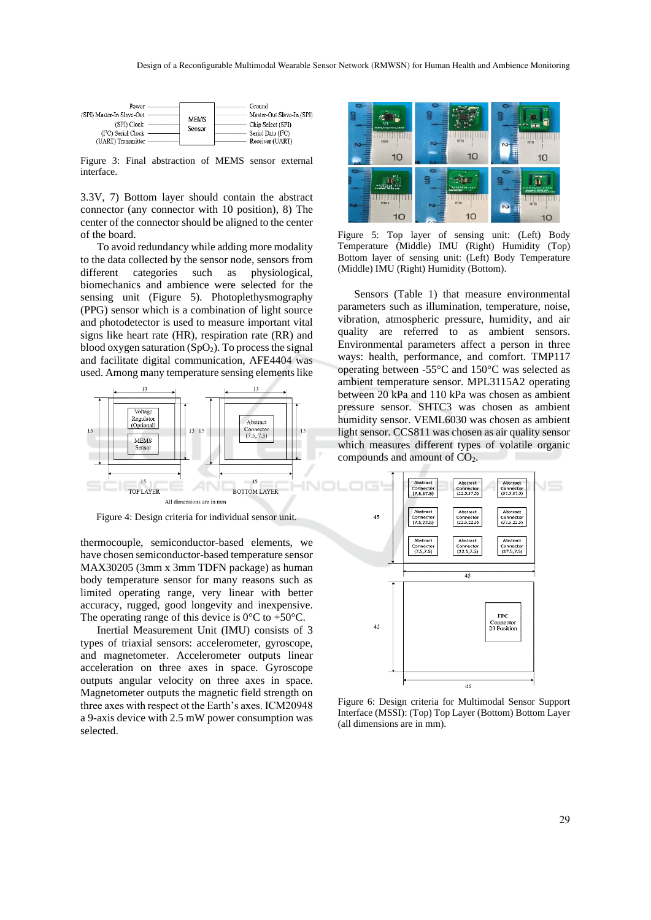Figure 3: Final abstraction of MEMS sensor external interface.

3.3V, 7) Bottom layer should contain the abstract connector (any connector with 10 position), 8) The center of the connector should be aligned to the center of the board.

To avoid redundancy while adding more modality to the data collected by the sensor node, sensors from different categories such as physiological, biomechanics and ambience were selected for the sensing unit (Figure 5). Photoplethysmography (PPG) sensor which is a combination of light source and photodetector is used to measure important vital signs like heart rate (HR), respiration rate (RR) and blood oxygen saturation ($SpO_2$). To process the signal and facilitate digital communication, AFE4404 was used. Among many temperature sensing elements like thermocouple, semiconductor-based elements, we have chosen semiconductor-based temperature sensor MAX30205 (3mm x 3mm TDFN package) as human body temperature sensor for many reasons such as limited operating range, very linear with better accuracy, rugged, good longevity and inexpensive. The operating range of this device is 0°C to +50°C.

Figure 4: Design criteria for individual sensor unit.

Inertial Measurement Unit (IMU) consists of 3 types of triaxial sensors: accelerometer, gyroscope, and magnetometer. Accelerometer outputs linear acceleration on three axes in space. Gyroscope outputs angular velocity on three axes in space. Magnetometer outputs the magnetic field strength on three axes with respect ot the Earth's axes. ICM20948 a 9-axis device with 2.5 mW power consumption was selected.

Figure 5: Top layer of sensing unit: (Left) Body Temperature (Middle) IMU (Right) Humidity (Top) Bottom layer of sensing unit: (Left) Body Temperature (Middle) IMU (Right) Humidity (Bottom).

Sensors (Table 1) that measure environmental parameters such as illumination, temperature, noise, vibration, atmospheric pressure, humidity, and air quality are referred to as ambient sensors. Environmental parameters affect a person in three ways: health, performance, and comfort. TMP117 operating between -55°C and 150°C was selected as ambient temperature sensor. MPL3115A2 operating between 20 kPa and 110 kPa was chosen as ambient pressure sensor. SHTC3 was chosen as ambient humidity sensor. VEML6030 was chosen as ambient light sensor. CCS811 was chosen as air quality sensor which measures different types of volatile organic compounds and amount of $CO_2$.

Figure 6: Design criteria for Multimodal Sensor Support Interface (MSSI): (Top) Top Layer (Bottom) Bottom Layer (all dimensions are in mm).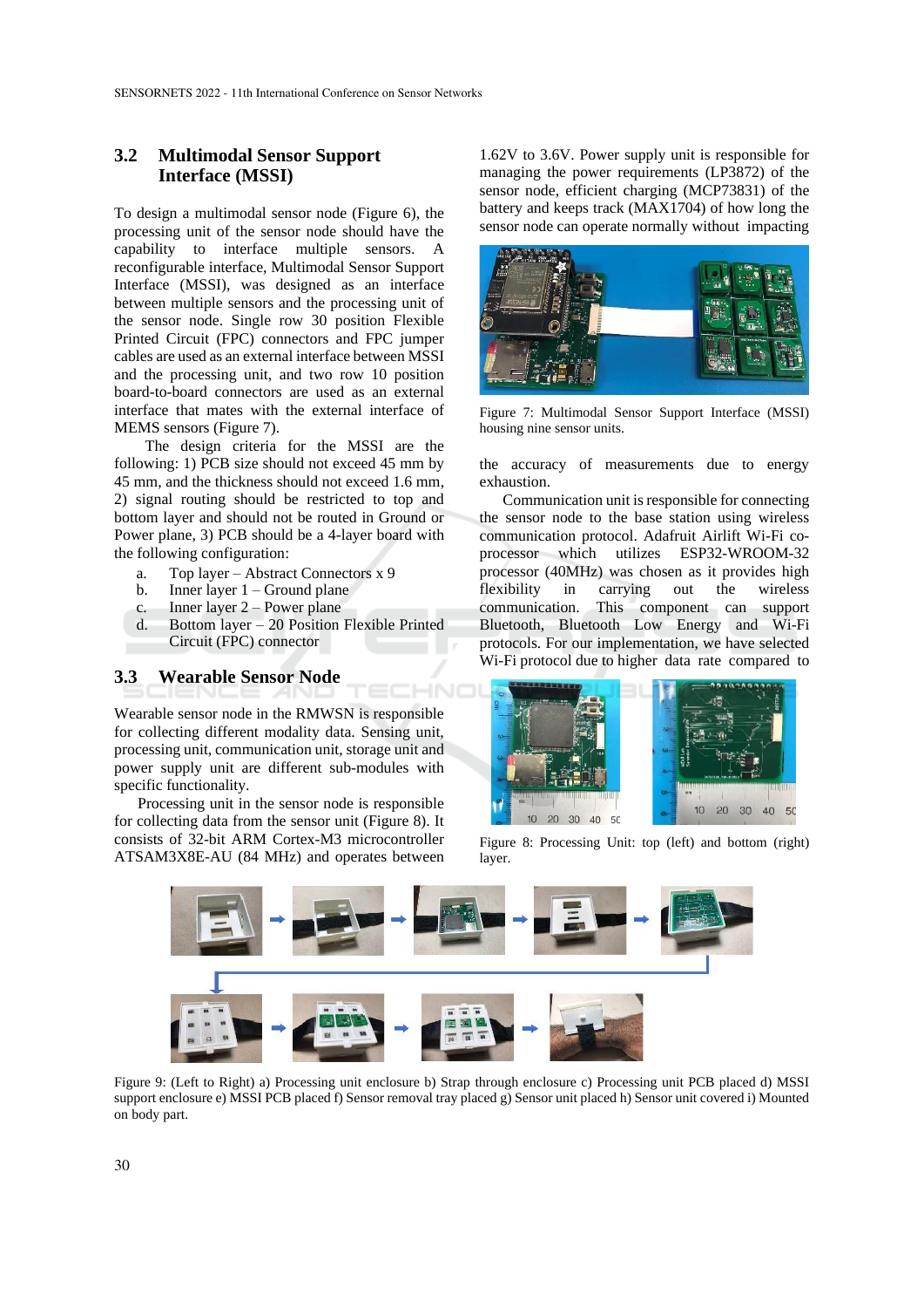### 3.2 Multimodal Sensor Support Interface (MSSI)

To design a multimodal sensor node (Figure 6), the processing unit of the sensor node should have the capability to interface multiple sensors. A reconfigurable interface, Multimodal Sensor Support Interface (MSSI), was designed as an interface between multiple sensors and the processing unit of the sensor node. Single row 30 position Flexible Printed Circuit (FPC) connectors and FPC jumper cables are used as an external interface between MSSI and the processing unit, and two row 10 position board-to-board connectors are used as an external interface that mates with the external interface of MEMS sensors (Figure 7).

The design criteria for the MSSI are the following: 1) PCB size should not exceed 45 mm by 45 mm, and the thickness should not exceed 1.6 mm, 2) signal routing should be restricted to top and bottom layer and should not be routed in Ground or Power plane, 3) PCB should be a 4-layer board with the following configuration:

a. Top layer – Abstract Connectors x 9
b. Inner layer 1 – Ground plane
c. Inner layer 2 – Power plane
d. Bottom layer – 20 Position Flexible Printed Circuit (FPC) connector

### 3.3 Wearable Sensor Node

Wearable sensor node in the RMWSN is responsible for collecting different modality data. Sensing unit, processing unit, communication unit, storage unit and power supply unit are different sub-modules with specific functionality.

Processing unit in the sensor node is responsible for collecting data from the sensor unit (Figure 8). It consists of 32-bit ARM Cortex-M3 microcontroller ATSAM3X8E-AU (84 MHz) and operates between 1.62V to 3.6V. Power supply unit is responsible for managing the power requirements (LP3872) of the sensor node, efficient charging (MCP73831) of the battery and keeps track (MAX1704) of how long the sensor node can operate normally without impacting the accuracy of measurements due to energy exhaustion.

Figure 7: Multimodal Sensor Support Interface (MSSI) housing nine sensor units.

Communication unit is responsible for connecting the sensor node to the base station using wireless communication protocol. Adafruit Airlift Wi-Fi co-processor which utilizes ESP32-WROOM-32 processor (40MHz) was chosen as it provides high flexibility in carrying out the wireless communication. This component can support Bluetooth, Bluetooth Low Energy and Wi-Fi protocols. For our implementation, we have selected Wi-Fi protocol due to higher data rate compared to

Figure 8: Processing Unit: top (left) and bottom (right) layer.

Figure 9: (Left to Right) a) Processing unit enclosure b) Strap through enclosure c) Processing unit PCB placed d) MSSI support enclosure e) MSSI PCB placed f) Sensor removal tray placed g) Sensor unit placed h) Sensor unit covered i) Mounted on body part.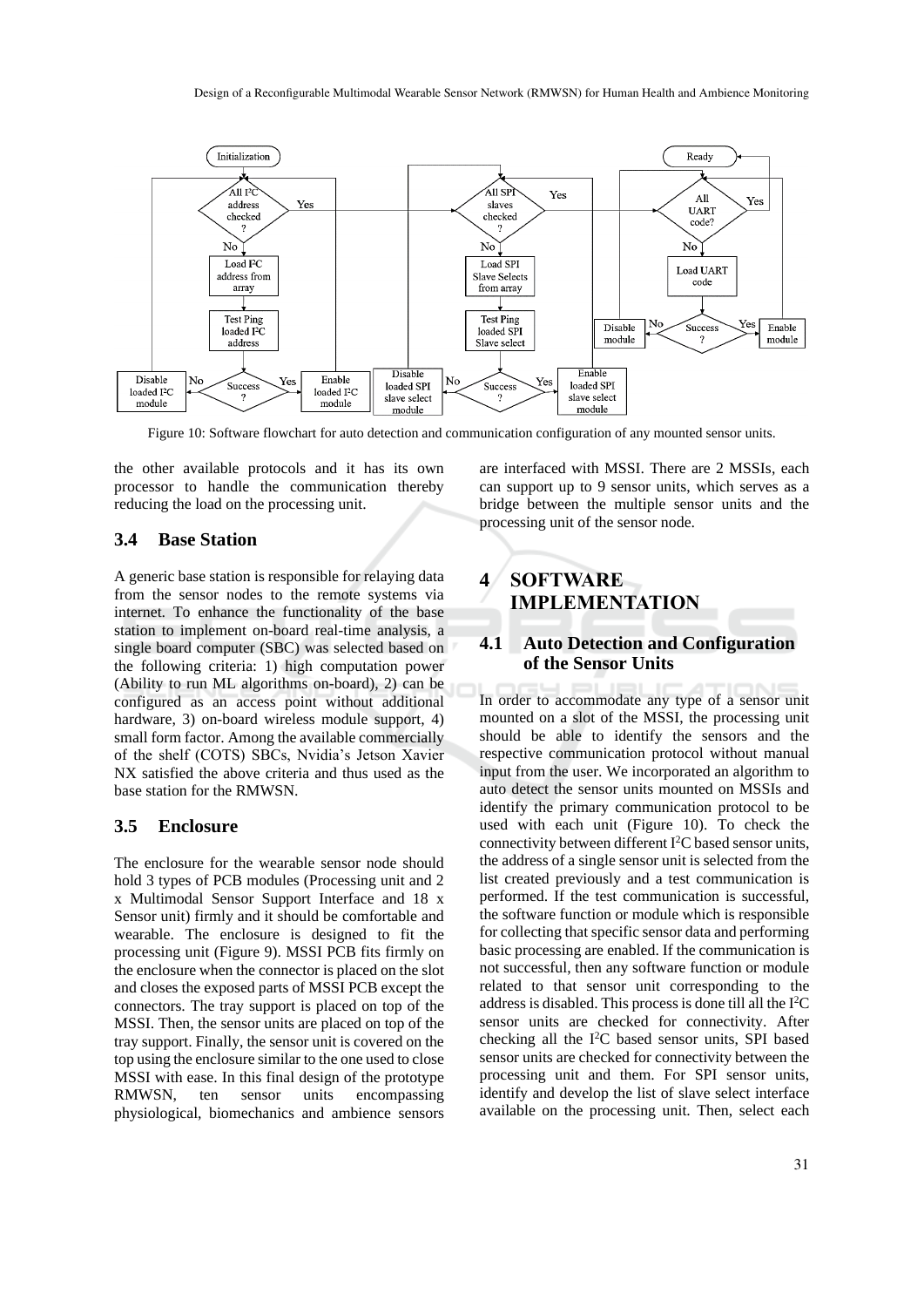Figure 10: Software flowchart for auto detection and communication configuration of any mounted sensor units.

the other available protocols and it has its own processor to handle the communication thereby reducing the load on the processing unit.

### 3.4 Base Station

A generic base station is responsible for relaying data from the sensor nodes to the remote systems via internet. To enhance the functionality of the base station to implement on-board real-time analysis, a single board computer (SBC) was selected based on the following criteria: 1) high computation power (Ability to run ML algorithms on-board), 2) can be configured as an access point without additional hardware, 3) on-board wireless module support, 4) small form factor. Among the available commercially of the shelf (COTS) SBCs, Nvidia's Jetson Xavier NX satisfied the above criteria and thus used as the base station for the RMWSN.

### 3.5 Enclosure

The enclosure for the wearable sensor node should hold 3 types of PCB modules (Processing unit and 2 x Multimodal Sensor Support Interface and 18 x Sensor unit) firmly and it should be comfortable and wearable. The enclosure is designed to fit the processing unit (Figure 9). MSSI PCB fits firmly on the enclosure when the connector is placed on the slot and closes the exposed parts of MSSI PCB except the connectors. The tray support is placed on top of the MSSI. Then, the sensor units are placed on top of the tray support. Finally, the sensor unit is covered on the top using the enclosure similar to the one used to close MSSI with ease. In this final design of the prototype RMWSN, ten sensor units encompassing physiological, biomechanics and ambience sensors are interfaced with MSSI. There are 2 MSSIs, each can support up to 9 sensor units, which serves as a bridge between the multiple sensor units and the processing unit of the sensor node.

## 4 SOFTWARE IMPLEMENTATION

### 4.1 Auto Detection and Configuration of the Sensor Units

In order to accommodate any type of a sensor unit mounted on a slot of the MSSI, the processing unit should be able to identify the sensors and the respective communication protocol without manual input from the user. We incorporated an algorithm to auto detect the sensor units mounted on MSSIs and identify the primary communication protocol to be used with each unit (Figure 10). To check the connectivity between different $I^2C$ based sensor units, the address of a single sensor unit is selected from the list created previously and a test communication is performed. If the test communication is successful, the software function or module which is responsible for collecting that specific sensor data and performing basic processing are enabled. If the communication is not successful, then any software function or module related to that sensor unit corresponding to the address is disabled. This process is done till all the $I^2C$ sensor units are checked for connectivity. After checking all the $I^2C$ based sensor units, SPI based sensor units are checked for connectivity between the processing unit and them. For SPI sensor units, identify and develop the list of slave select interface available on the processing unit. Then, select each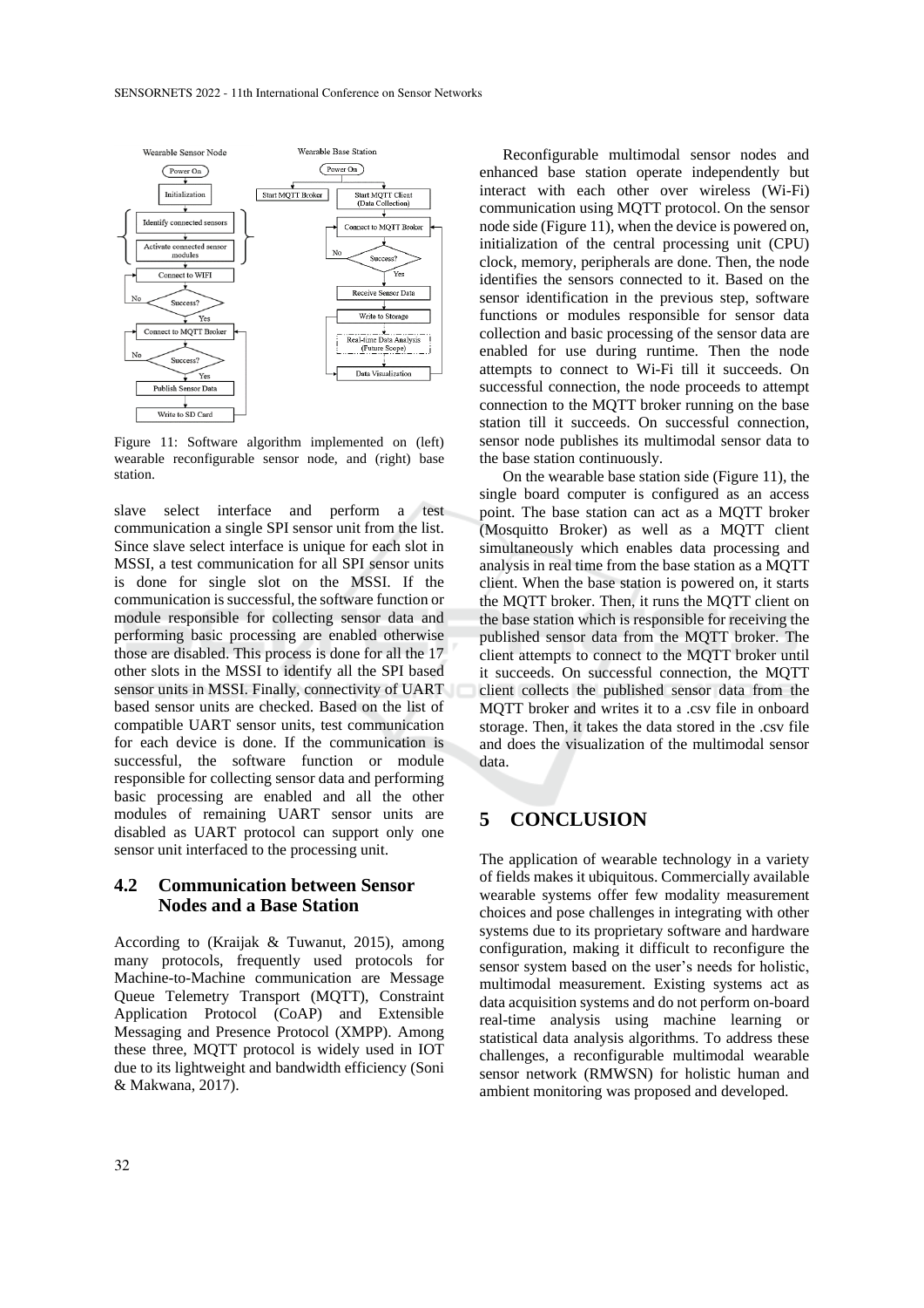Figure 11: Software algorithm implemented on (left) wearable reconfigurable sensor node, and (right) base station.

slave select interface and perform a test communication a single SPI sensor unit from the list. Since slave select interface is unique for each slot in MSSI, a test communication for all SPI sensor units is done for single slot on the MSSI. If the communication is successful, the software function or module responsible for collecting sensor data and performing basic processing are enabled otherwise those are disabled. This process is done for all the 17 other slots in the MSSI to identify all the SPI based sensor units in MSSI. Finally, connectivity of UART based sensor units are checked. Based on the list of compatible UART sensor units, test communication for each device is done. If the communication is successful, the software function or module responsible for collecting sensor data and performing basic processing are enabled and all the other modules of remaining UART sensor units are disabled as UART protocol can support only one sensor unit interfaced to the processing unit.

### 4.2 Communication between Sensor Nodes and a Base Station

According to (Kraijak & Tuwanut, 2015), among many protocols, frequently used protocols for Machine-to-Machine communication are Message Queue Telemetry Transport (MQTT), Constraint Application Protocol (CoAP) and Extensible Messaging and Presence Protocol (XMPP). Among these three, MQTT protocol is widely used in IOT due to its lightweight and bandwidth efficiency (Soni & Makwana, 2017).

Reconfigurable multimodal sensor nodes and enhanced base station operate independently but interact with each other over wireless (Wi-Fi) communication using MQTT protocol. On the sensor node side (Figure 11), when the device is powered on, initialization of the central processing unit (CPU) clock, memory, peripherals are done. Then, the node identifies the sensors connected to it. Based on the sensor identification in the previous step, software functions or modules responsible for sensor data collection and basic processing of the sensor data are enabled for use during runtime. Then the node attempts to connect to Wi-Fi till it succeeds. On successful connection, the node proceeds to attempt connection to the MQTT broker running on the base station till it succeeds. On successful connection, sensor node publishes its multimodal sensor data to the base station continuously.

On the wearable base station side (Figure 11), the single board computer is configured as an access point. The base station can act as a MQTT broker (Mosquitto Broker) as well as a MQTT client simultaneously which enables data processing and analysis in real time from the base station as a MQTT client. When the base station is powered on, it starts the MQTT broker. Then, it runs the MQTT client on the base station which is responsible for receiving the published sensor data from the MQTT broker. The client attempts to connect to the MQTT broker until it succeeds. On successful connection, the MQTT client collects the published sensor data from the MQTT broker and writes it to a .csv file in onboard storage. Then, it takes the data stored in the .csv file and does the visualization of the multimodal sensor data.

## 5 CONCLUSION

The application of wearable technology in a variety of fields makes it ubiquitous. Commercially available wearable systems offer few modality measurement choices and pose challenges in integrating with other systems due to its proprietary software and hardware configuration, making it difficult to reconfigure the sensor system based on the user's needs for holistic, multimodal measurement. Existing systems act as data acquisition systems and do not perform on-board real-time analysis using machine learning or statistical data analysis algorithms. To address these challenges, a reconfigurable multimodal wearable sensor network (RMWSN) for holistic human and ambient monitoring was proposed and developed.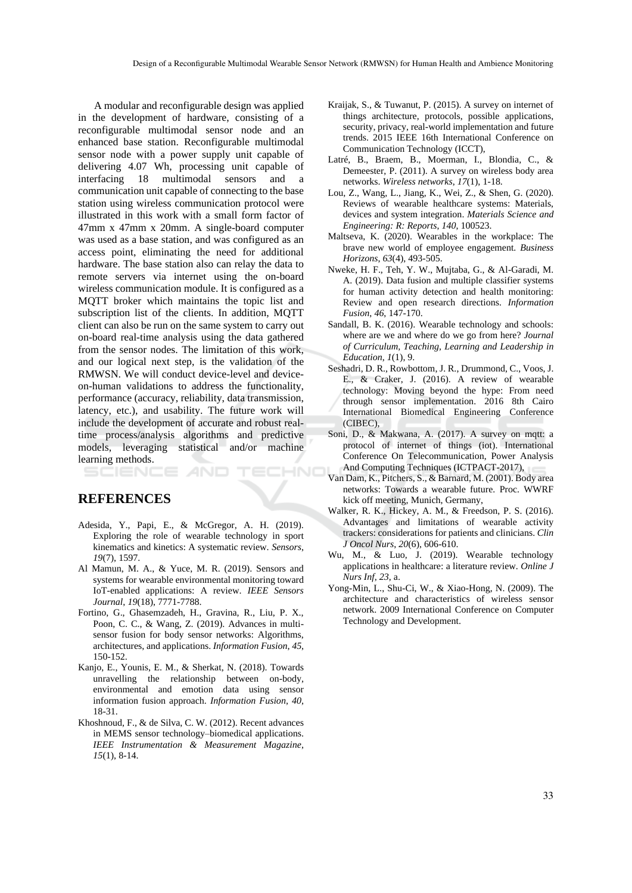A modular and reconfigurable design was applied in the development of hardware, consisting of a reconfigurable multimodal sensor node and an enhanced base station. Reconfigurable multimodal sensor node with a power supply unit capable of delivering 4.07 Wh, processing unit capable of interfacing 18 multimodal sensors and a communication unit capable of connecting to the base station using wireless communication protocol were illustrated in this work with a small form factor of 47mm x 47mm x 20mm. A single-board computer was used as a base station, and was configured as an access point, eliminating the need for additional hardware. The base station also can relay the data to remote servers via internet using the on-board wireless communication module. It is configured as a MQTT broker which maintains the topic list and subscription list of the clients. In addition, MQTT client can also be run on the same system to carry out on-board real-time analysis using the data gathered from the sensor nodes. The limitation of this work, and our logical next step, is the validation of the RMWSN. We will conduct device-level and device-on-human validations to address the functionality, performance (accuracy, reliability, data transmission, latency, etc.), and usability. The future work will include the development of accurate and robust real-time process/analysis algorithms and predictive models, leveraging statistical and/or machine learning methods.

## REFERENCES

Adesida, Y., Papi, E., & McGregor, A. H. (2019). Exploring the role of wearable technology in sport kinematics and kinetics: A systematic review. *Sensors*, *19*(7), 1597.

Al Mamun, M. A., & Yuce, M. R. (2019). Sensors and systems for wearable environmental monitoring toward IoT-enabled applications: A review. *IEEE Sensors Journal*, *19*(18), 7771-7788.

Fortino, G., Ghasemzadeh, H., Gravina, R., Liu, P. X., Poon, C. C., & Wang, Z. (2019). Advances in multi-sensor fusion for body sensor networks: Algorithms, architectures, and applications. *Information Fusion*, *45*, 150-152.

Kanjo, E., Younis, E. M., & Sherkat, N. (2018). Towards unravelling the relationship between on-body, environmental and emotion data using sensor information fusion approach. *Information Fusion*, *40*, 18-31.

Khoshnoud, F., & de Silva, C. W. (2012). Recent advances in MEMS sensor technology–biomedical applications. *IEEE Instrumentation & Measurement Magazine*, *15*(1), 8-14.

Kraijak, S., & Tuwanut, P. (2015). A survey on internet of things architecture, protocols, possible applications, security, privacy, real-world implementation and future trends. 2015 IEEE 16th International Conference on Communication Technology (ICCT),

Latré, B., Braem, B., Moerman, I., Blondia, C., & Demeester, P. (2011). A survey on wireless body area networks. *Wireless networks*, *17*(1), 1-18.

Lou, Z., Wang, L., Jiang, K., Wei, Z., & Shen, G. (2020). Reviews of wearable healthcare systems: Materials, devices and system integration. *Materials Science and Engineering: R: Reports*, *140*, 100523.

Maltseva, K. (2020). Wearables in the workplace: The brave new world of employee engagement. *Business Horizons*, *63*(4), 493-505.

Nweke, H. F., Teh, Y. W., Mujtaba, G., & Al-Garadi, M. A. (2019). Data fusion and multiple classifier systems for human activity detection and health monitoring: Review and open research directions. *Information Fusion*, *46*, 147-170.

Sandall, B. K. (2016). Wearable technology and schools: where are we and where do we go from here? *Journal of Curriculum, Teaching, Learning and Leadership in Education*, *1*(1), 9.

Seshadri, D. R., Rowbottom, J. R., Drummond, C., Voos, J. E., & Craker, J. (2016). A review of wearable technology: Moving beyond the hype: From need through sensor implementation. 2016 8th Cairo International Biomedical Engineering Conference (CIBEC),

Soni, D., & Makwana, A. (2017). A survey on mqtt: a protocol of internet of things (iot). International Conference On Telecommunication, Power Analysis And Computing Techniques (ICTPACT-2017),

Van Dam, K., Pitchers, S., & Barnard, M. (2001). Body area networks: Towards a wearable future. Proc. WWRF kick off meeting, Munich, Germany,

Walker, R. K., Hickey, A. M., & Freedson, P. S. (2016). Advantages and limitations of wearable activity trackers: considerations for patients and clinicians. *Clin J Oncol Nurs*, *20*(6), 606-610.

Wu, M., & Luo, J. (2019). Wearable technology applications in healthcare: a literature review. *Online J Nurs Inf*, *23*, a.

Yong-Min, L., Shu-Ci, W., & Xiao-Hong, N. (2009). The architecture and characteristics of wireless sensor network. 2009 International Conference on Computer Technology and Development.